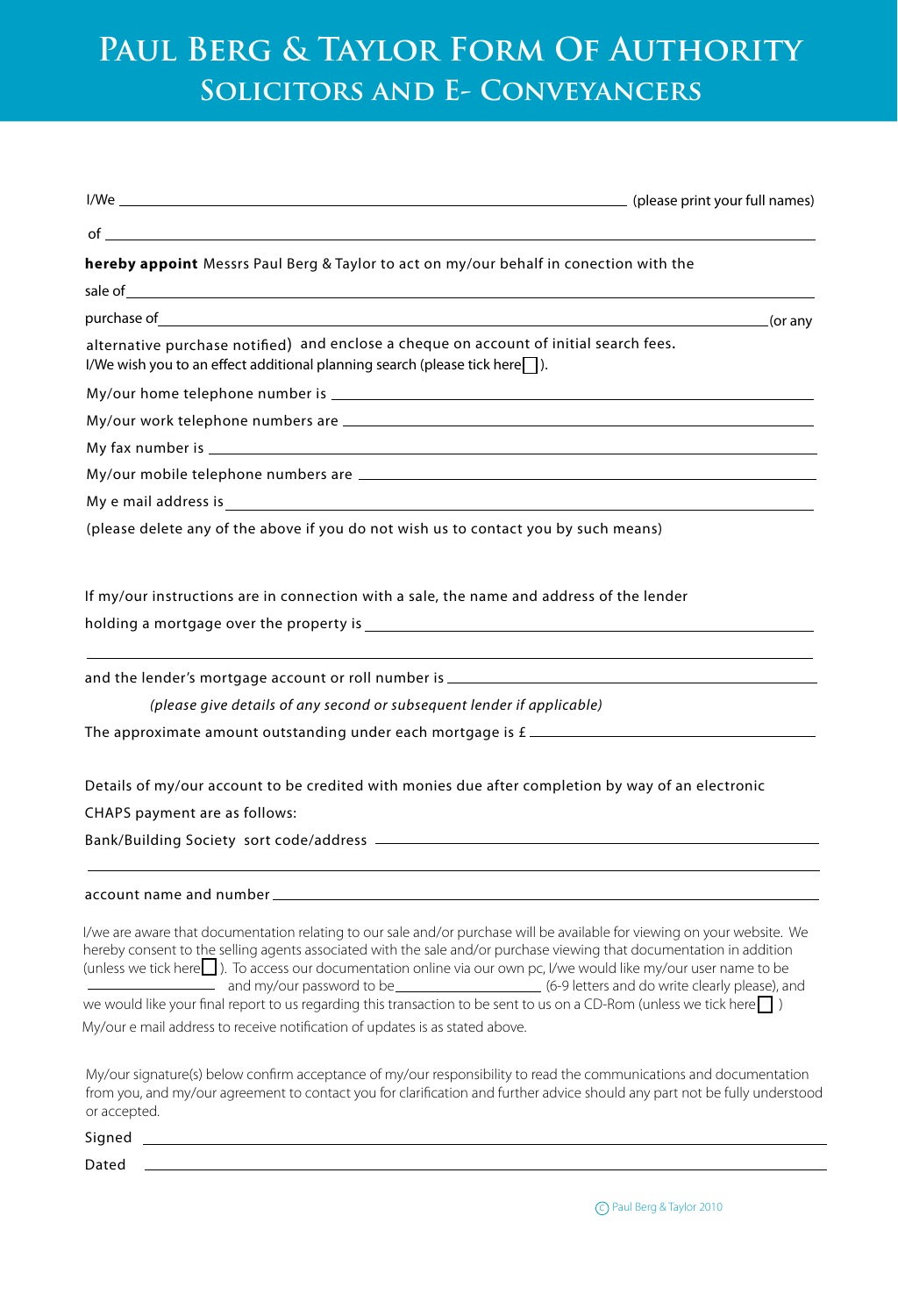# Paul Berg & Taylor Form Of Authority
## Solicitors and E- Conveyancers

I/We ______________________________________________ (please print your full names)

of ____________________________________________________________

**hereby appoint** Messrs Paul Berg & Taylor to act on my/our behalf in conection with the

sale of ____________________________________________________________

purchase of ______________________________________________________ (or any alternative purchase notified) and enclose a cheque on account of initial search fees.
I/We wish you to an effect additional planning search (please tick here ☐).

My/our home telephone number is ____________________________________________

My/our work telephone numbers are __________________________________________

My fax number is ______________________________________________________

My/our mobile telephone numbers are ________________________________________

My e mail address is ____________________________________________________

(please delete any of the above if you do not wish us to contact you by such means)

If my/our instructions are in connection with a sale, the name and address of the lender holding a mortgage over the property is ______________________________________

____________________________________________________________

and the lender's mortgage account or roll number is _____________________________

*(please give details of any second or subsequent lender if applicable)*

The approximate amount outstanding under each mortgage is £ ______________________

Details of my/our account to be credited with monies due after completion by way of an electronic CHAPS payment are as follows:

Bank/Building Society sort code/address ______________________________________

____________________________________________________________

account name and number ________________________________________________

I/we are aware that documentation relating to our sale and/or purchase will be available for viewing on your website. We hereby consent to the selling agents associated with the sale and/or purchase viewing that documentation in addition (unless we tick here ☐). To access our documentation online via our own pc, I/we would like my/our user name to be ______________ and my/our password to be ______________ (6-9 letters and do write clearly please), and we would like your final report to us regarding this transaction to be sent to us on a CD-Rom (unless we tick here ☐ )
My/our e mail address to receive notification of updates is as stated above.

My/our signature(s) below confirm acceptance of my/our responsibility to read the communications and documentation from you, and my/our agreement to contact you for clarification and further advice should any part not be fully understood or accepted.

Signed ____________________________________________________________

Dated ____________________________________________________________

© Paul Berg & Taylor 2010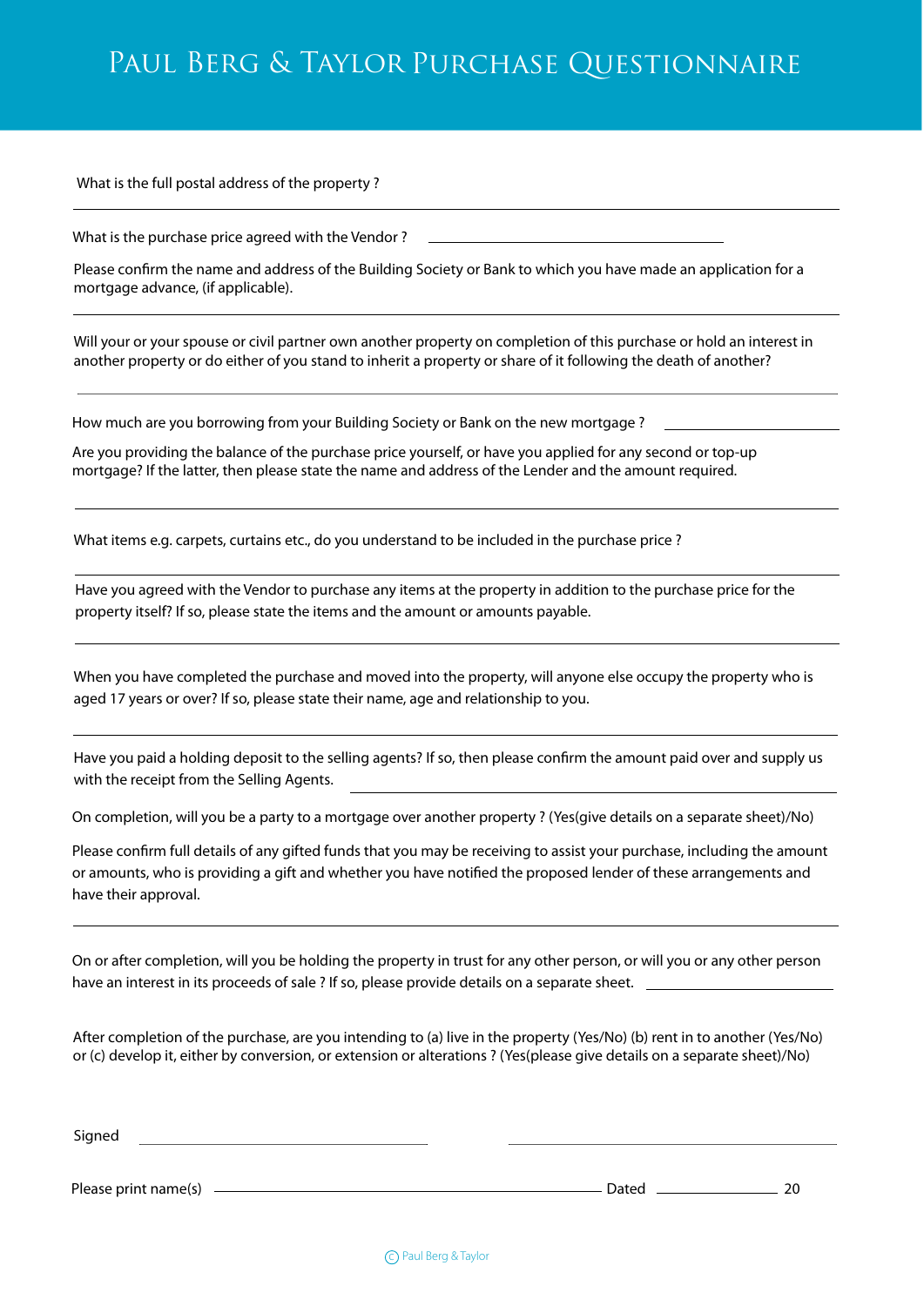# Paul Berg & Taylor Purchase Questionnaire

What is the full postal address of the property ?

---

What is the purchase price agreed with the Vendor ? ______________________________

Please confirm the name and address of the Building Society or Bank to which you have made an application for a mortgage advance, (if applicable).

---

Will your or your spouse or civil partner own another property on completion of this purchase or hold an interest in another property or do either of you stand to inherit a property or share of it following the death of another?

---

How much are you borrowing from your Building Society or Bank on the new mortgage ? ______________

Are you providing the balance of the purchase price yourself, or have you applied for any second or top-up mortgage? If the latter, then please state the name and address of the Lender and the amount required.

---

What items e.g. carpets, curtains etc., do you understand to be included in the purchase price ?

---

Have you agreed with the Vendor to purchase any items at the property in addition to the purchase price for the property itself? If so, please state the items and the amount or amounts payable.

---

When you have completed the purchase and moved into the property, will anyone else occupy the property who is aged 17 years or over? If so, please state their name, age and relationship to you.

---

Have you paid a holding deposit to the selling agents? If so, then please confirm the amount paid over and supply us with the receipt from the Selling Agents. ______________________________

On completion, will you be a party to a mortgage over another property ? (Yes(give details on a separate sheet)/No)

Please confirm full details of any gifted funds that you may be receiving to assist your purchase, including the amount or amounts, who is providing a gift and whether you have notified the proposed lender of these arrangements and have their approval.

---

On or after completion, will you be holding the property in trust for any other person, or will you or any other person have an interest in its proceeds of sale ? If so, please provide details on a separate sheet. ______________

After completion of the purchase, are you intending to (a) live in the property (Yes/No) (b) rent in to another (Yes/No) or (c) develop it, either by conversion, or extension or alterations ? (Yes(please give details on a separate sheet)/No)

Signed ______________________________ ______________________________

Please print name(s) ______________________________ Dated ______________ 20